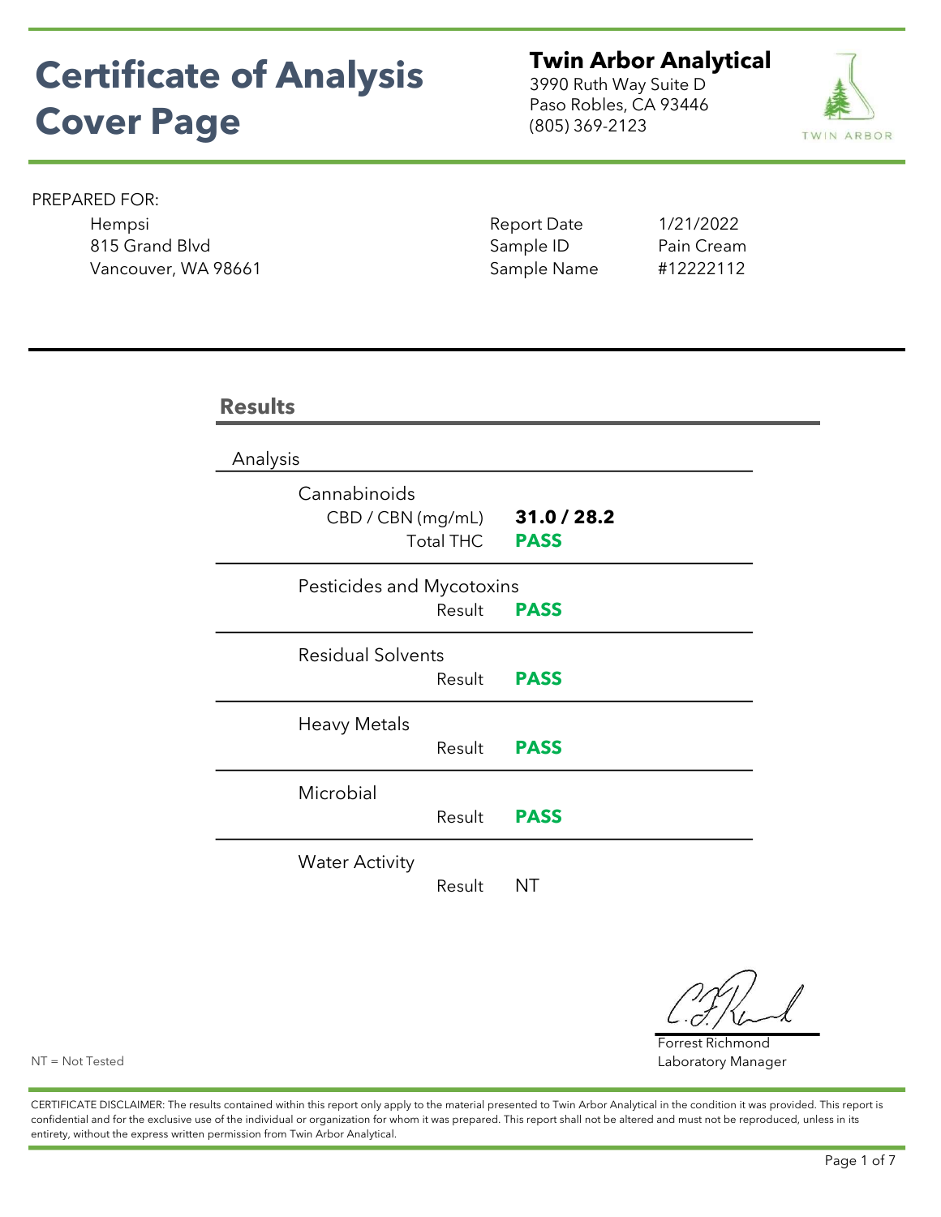# Certificate of Analysis Cover Page

**Twin Arbor Analytical**
3990 Ruth Way Suite D
Paso Robles, CA 93446
(805) 369-2123

PREPARED FOR:

Hempsi
815 Grand Blvd
Vancouver, WA 98661

| | |
|---|---|
| Report Date | 1/21/2022 |
| Sample ID | Pain Cream |
| Sample Name | #12222112 |

## Results

| Analysis | | |
|---|---|---|
| Cannabinoids | CBD / CBN (mg/mL) | **31.0 / 28.2** |
| | Total THC | **PASS** |
| Pesticides and Mycotoxins | Result | **PASS** |
| Residual Solvents | Result | **PASS** |
| Heavy Metals | Result | **PASS** |
| Microbial | Result | **PASS** |
| Water Activity | Result | NT |

Forrest Richmond
Laboratory Manager

NT = Not Tested

CERTIFICATE DISCLAIMER: The results contained within this report only apply to the material presented to Twin Arbor Analytical in the condition it was provided. This report is confidential and for the exclusive use of the individual or organization for whom it was prepared. This report shall not be altered and must not be reproduced, unless in its entirety, without the express written permission from Twin Arbor Analytical.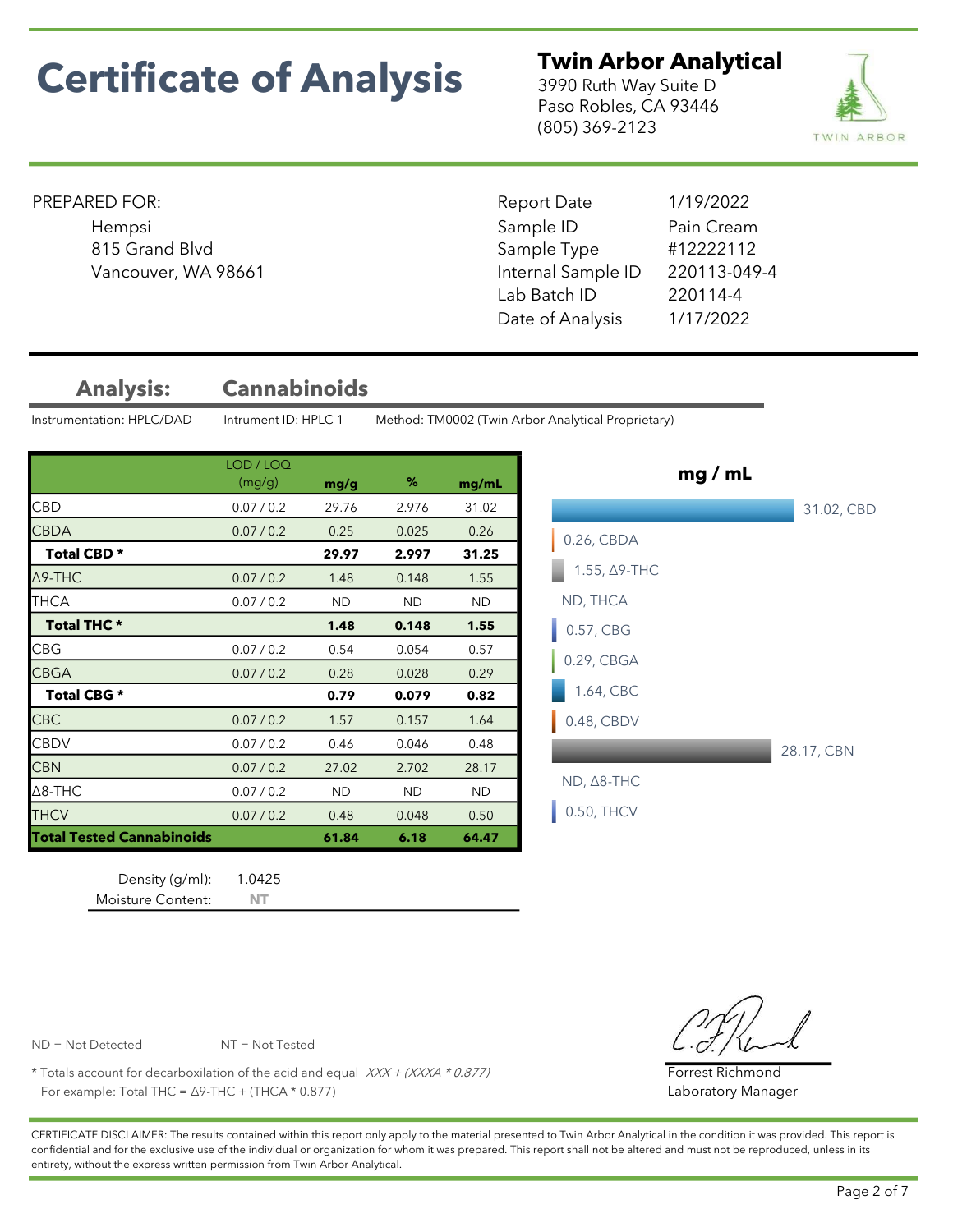# Certificate of Analysis

**Twin Arbor Analytical**
3990 Ruth Way Suite D
Paso Robles, CA 93446
(805) 369-2123

PREPARED FOR:
Hempsi
815 Grand Blvd
Vancouver, WA 98661

| | |
|---|---|
| Report Date | 1/19/2022 |
| Sample ID | Pain Cream |
| Sample Type | #12222112 |
| Internal Sample ID | 220113-049-4 |
| Lab Batch ID | 220114-4 |
| Date of Analysis | 1/17/2022 |

## Analysis: Cannabinoids

Instrumentation: HPLC/DAD    Intrument ID: HPLC 1    Method: TM0002 (Twin Arbor Analytical Proprietary)

| | LOD / LOQ (mg/g) | mg/g | % | mg/mL |
|---|---|---|---|---|
| CBD | 0.07 / 0.2 | 29.76 | 2.976 | 31.02 |
| CBDA | 0.07 / 0.2 | 0.25 | 0.025 | 0.26 |
| **Total CBD *** | | **29.97** | **2.997** | **31.25** |
| Δ9-THC | 0.07 / 0.2 | 1.48 | 0.148 | 1.55 |
| THCA | 0.07 / 0.2 | ND | ND | ND |
| **Total THC *** | | **1.48** | **0.148** | **1.55** |
| CBG | 0.07 / 0.2 | 0.54 | 0.054 | 0.57 |
| CBGA | 0.07 / 0.2 | 0.28 | 0.028 | 0.29 |
| **Total CBG *** | | **0.79** | **0.079** | **0.82** |
| CBC | 0.07 / 0.2 | 1.57 | 0.157 | 1.64 |
| CBDV | 0.07 / 0.2 | 0.46 | 0.046 | 0.48 |
| CBN | 0.07 / 0.2 | 27.02 | 2.702 | 28.17 |
| Δ8-THC | 0.07 / 0.2 | ND | ND | ND |
| THCV | 0.07 / 0.2 | 0.48 | 0.048 | 0.50 |
| **Total Tested Cannabinoids** | | **61.84** | **6.18** | **64.47** |

**mg / mL**

31.02, CBD
0.26, CBDA
1.55, Δ9-THC
ND, THCA
0.57, CBG
0.29, CBGA
1.64, CBC
0.48, CBDV
28.17, CBN
ND, Δ8-THC
0.50, THCV

| | |
|---|---|
| Density (g/ml): | 1.0425 |
| Moisture Content: | NT |

ND = Not Detected    NT = Not Tested

* Totals account for decarboxilation of the acid and equal *XXX + (XXXA * 0.877)*
For example: Total THC = Δ9-THC + (THCA * 0.877)

Forrest Richmond
Laboratory Manager

CERTIFICATE DISCLAIMER: The results contained within this report only apply to the material presented to Twin Arbor Analytical in the condition it was provided. This report is confidential and for the exclusive use of the individual or organization for whom it was prepared. This report shall not be altered and must not be reproduced, unless in its entirety, without the express written permission from Twin Arbor Analytical.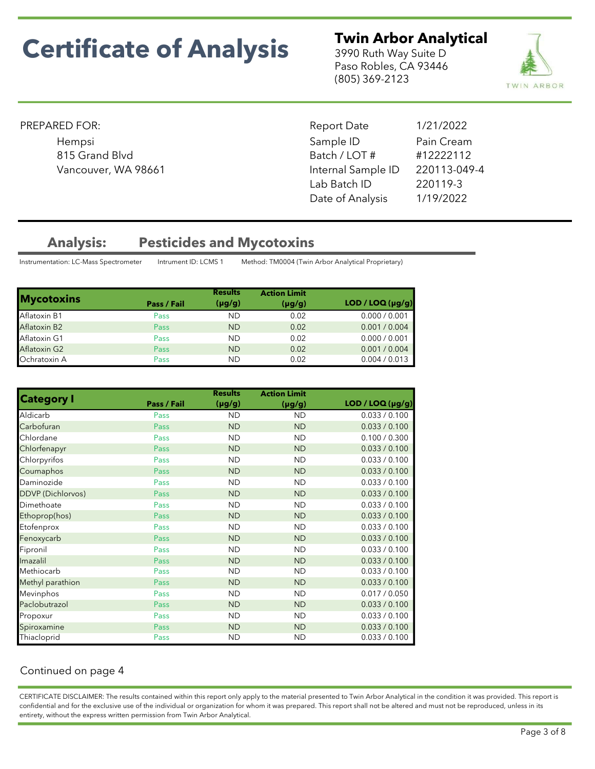# Certificate of Analysis

**Twin Arbor Analytical**
3990 Ruth Way Suite D
Paso Robles, CA 93446
(805) 369-2123

PREPARED FOR:
Hempsi
815 Grand Blvd
Vancouver, WA 98661

| | |
|---|---|
| Report Date | 1/21/2022 |
| Sample ID | Pain Cream |
| Batch / LOT # | #12222112 |
| Internal Sample ID | 220113-049-4 |
| Lab Batch ID | 220119-3 |
| Date of Analysis | 1/19/2022 |

## Analysis: Pesticides and Mycotoxins

Instrumentation: LC-Mass Spectrometer    Intrument ID: LCMS 1    Method: TM0004 (Twin Arbor Analytical Proprietary)

| Mycotoxins | Pass / Fail | Results (µg/g) | Action Limit (µg/g) | LOD / LOQ (µg/g) |
|---|---|---|---|---|
| Aflatoxin B1 | Pass | ND | 0.02 | 0.000 / 0.001 |
| Aflatoxin B2 | Pass | ND | 0.02 | 0.001 / 0.004 |
| Aflatoxin G1 | Pass | ND | 0.02 | 0.000 / 0.001 |
| Aflatoxin G2 | Pass | ND | 0.02 | 0.001 / 0.004 |
| Ochratoxin A | Pass | ND | 0.02 | 0.004 / 0.013 |

| Category I | Pass / Fail | Results (µg/g) | Action Limit (µg/g) | LOD / LOQ (µg/g) |
|---|---|---|---|---|
| Aldicarb | Pass | ND | ND | 0.033 / 0.100 |
| Carbofuran | Pass | ND | ND | 0.033 / 0.100 |
| Chlordane | Pass | ND | ND | 0.100 / 0.300 |
| Chlorfenapyr | Pass | ND | ND | 0.033 / 0.100 |
| Chlorpyrifos | Pass | ND | ND | 0.033 / 0.100 |
| Coumaphos | Pass | ND | ND | 0.033 / 0.100 |
| Daminozide | Pass | ND | ND | 0.033 / 0.100 |
| DDVP (Dichlorvos) | Pass | ND | ND | 0.033 / 0.100 |
| Dimethoate | Pass | ND | ND | 0.033 / 0.100 |
| Ethoprop(hos) | Pass | ND | ND | 0.033 / 0.100 |
| Etofenprox | Pass | ND | ND | 0.033 / 0.100 |
| Fenoxycarb | Pass | ND | ND | 0.033 / 0.100 |
| Fipronil | Pass | ND | ND | 0.033 / 0.100 |
| Imazalil | Pass | ND | ND | 0.033 / 0.100 |
| Methiocarb | Pass | ND | ND | 0.033 / 0.100 |
| Methyl parathion | Pass | ND | ND | 0.033 / 0.100 |
| Mevinphos | Pass | ND | ND | 0.017 / 0.050 |
| Paclobutrazol | Pass | ND | ND | 0.033 / 0.100 |
| Propoxur | Pass | ND | ND | 0.033 / 0.100 |
| Spiroxamine | Pass | ND | ND | 0.033 / 0.100 |
| Thiacloprid | Pass | ND | ND | 0.033 / 0.100 |

Continued on page 4

CERTIFICATE DISCLAIMER: The results contained within this report only apply to the material presented to Twin Arbor Analytical in the condition it was provided. This report is confidential and for the exclusive use of the individual or organization for whom it was prepared. This report shall not be altered and must not be reproduced, unless in its entirety, without the express written permission from Twin Arbor Analytical.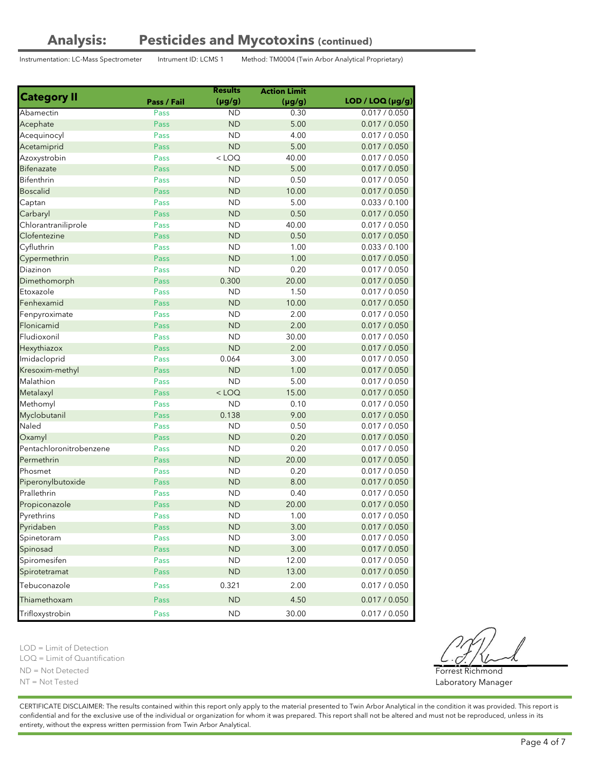## Analysis: Pesticides and Mycotoxins (continued)

Instrumentation: LC-Mass Spectrometer    Intrument ID: LCMS 1    Method: TM0004 (Twin Arbor Analytical Proprietary)

| Category II | Pass / Fail | Results (µg/g) | Action Limit (µg/g) | LOD / LOQ (µg/g) |
|---|---|---|---|---|
| Abamectin | Pass | ND | 0.30 | 0.017 / 0.050 |
| Acephate | Pass | ND | 5.00 | 0.017 / 0.050 |
| Acequinocyl | Pass | ND | 4.00 | 0.017 / 0.050 |
| Acetamiprid | Pass | ND | 5.00 | 0.017 / 0.050 |
| Azoxystrobin | Pass | < LOQ | 40.00 | 0.017 / 0.050 |
| Bifenazate | Pass | ND | 5.00 | 0.017 / 0.050 |
| Bifenthrin | Pass | ND | 0.50 | 0.017 / 0.050 |
| Boscalid | Pass | ND | 10.00 | 0.017 / 0.050 |
| Captan | Pass | ND | 5.00 | 0.033 / 0.100 |
| Carbaryl | Pass | ND | 0.50 | 0.017 / 0.050 |
| Chlorantraniliprole | Pass | ND | 40.00 | 0.017 / 0.050 |
| Clofentezine | Pass | ND | 0.50 | 0.017 / 0.050 |
| Cyfluthrin | Pass | ND | 1.00 | 0.033 / 0.100 |
| Cypermethrin | Pass | ND | 1.00 | 0.017 / 0.050 |
| Diazinon | Pass | ND | 0.20 | 0.017 / 0.050 |
| Dimethomorph | Pass | 0.300 | 20.00 | 0.017 / 0.050 |
| Etoxazole | Pass | ND | 1.50 | 0.017 / 0.050 |
| Fenhexamid | Pass | ND | 10.00 | 0.017 / 0.050 |
| Fenpyroximate | Pass | ND | 2.00 | 0.017 / 0.050 |
| Flonicamid | Pass | ND | 2.00 | 0.017 / 0.050 |
| Fludioxonil | Pass | ND | 30.00 | 0.017 / 0.050 |
| Hexythiazox | Pass | ND | 2.00 | 0.017 / 0.050 |
| Imidacloprid | Pass | 0.064 | 3.00 | 0.017 / 0.050 |
| Kresoxim-methyl | Pass | ND | 1.00 | 0.017 / 0.050 |
| Malathion | Pass | ND | 5.00 | 0.017 / 0.050 |
| Metalaxyl | Pass | < LOQ | 15.00 | 0.017 / 0.050 |
| Methomyl | Pass | ND | 0.10 | 0.017 / 0.050 |
| Myclobutanil | Pass | 0.138 | 9.00 | 0.017 / 0.050 |
| Naled | Pass | ND | 0.50 | 0.017 / 0.050 |
| Oxamyl | Pass | ND | 0.20 | 0.017 / 0.050 |
| Pentachloronitrobenzene | Pass | ND | 0.20 | 0.017 / 0.050 |
| Permethrin | Pass | ND | 20.00 | 0.017 / 0.050 |
| Phosmet | Pass | ND | 0.20 | 0.017 / 0.050 |
| Piperonylbutoxide | Pass | ND | 8.00 | 0.017 / 0.050 |
| Prallethrin | Pass | ND | 0.40 | 0.017 / 0.050 |
| Propiconazole | Pass | ND | 20.00 | 0.017 / 0.050 |
| Pyrethrins | Pass | ND | 1.00 | 0.017 / 0.050 |
| Pyridaben | Pass | ND | 3.00 | 0.017 / 0.050 |
| Spinetoram | Pass | ND | 3.00 | 0.017 / 0.050 |
| Spinosad | Pass | ND | 3.00 | 0.017 / 0.050 |
| Spiromesifen | Pass | ND | 12.00 | 0.017 / 0.050 |
| Spirotetramat | Pass | ND | 13.00 | 0.017 / 0.050 |
| Tebuconazole | Pass | 0.321 | 2.00 | 0.017 / 0.050 |
| Thiamethoxam | Pass | ND | 4.50 | 0.017 / 0.050 |
| Trifloxystrobin | Pass | ND | 30.00 | 0.017 / 0.050 |

LOD = Limit of Detection
LOQ = Limit of Quantification
ND = Not Detected
NT = Not Tested

Forrest Richmond
Laboratory Manager

CERTIFICATE DISCLAIMER: The results contained within this report only apply to the material presented to Twin Arbor Analytical in the condition it was provided. This report is confidential and for the exclusive use of the individual or organization for whom it was prepared. This report shall not be altered and must not be reproduced, unless in its entirety, without the express written permission from Twin Arbor Analytical.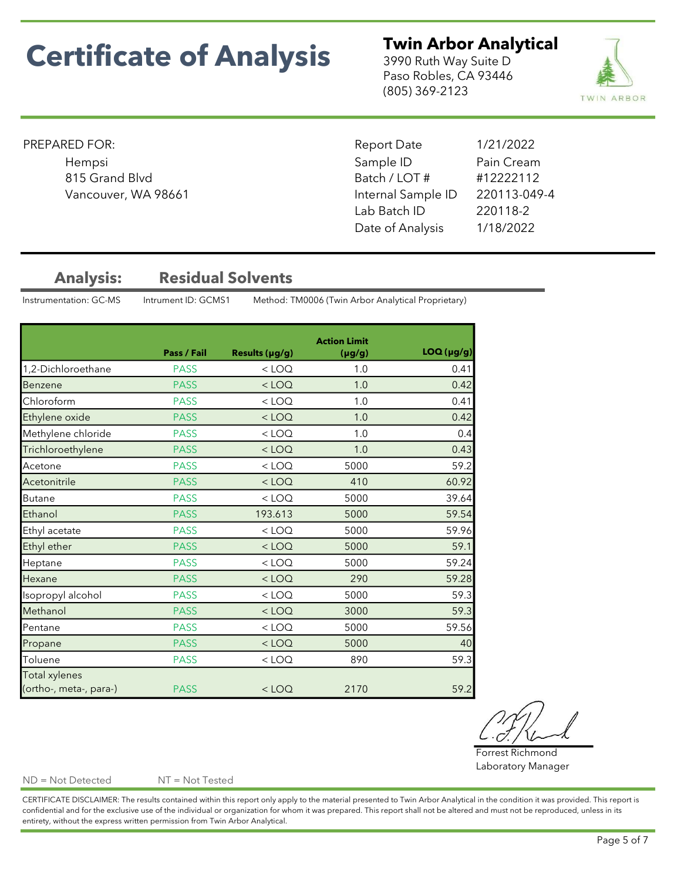# Certificate of Analysis

**Twin Arbor Analytical**
3990 Ruth Way Suite D
Paso Robles, CA 93446
(805) 369-2123

PREPARED FOR:
Hempsi
815 Grand Blvd
Vancouver, WA 98661

| | |
|---|---|
| Report Date | 1/21/2022 |
| Sample ID | Pain Cream |
| Batch / LOT # | #12222112 |
| Internal Sample ID | 220113-049-4 |
| Lab Batch ID | 220118-2 |
| Date of Analysis | 1/18/2022 |

## Analysis: Residual Solvents

Instrumentation: GC-MS | Intrument ID: GCMS1 | Method: TM0006 (Twin Arbor Analytical Proprietary)

| | Pass / Fail | Results (µg/g) | Action Limit (µg/g) | LOQ (µg/g) |
|---|---|---|---|---|
| 1,2-Dichloroethane | PASS | < LOQ | 1.0 | 0.41 |
| Benzene | PASS | < LOQ | 1.0 | 0.42 |
| Chloroform | PASS | < LOQ | 1.0 | 0.41 |
| Ethylene oxide | PASS | < LOQ | 1.0 | 0.42 |
| Methylene chloride | PASS | < LOQ | 1.0 | 0.4 |
| Trichloroethylene | PASS | < LOQ | 1.0 | 0.43 |
| Acetone | PASS | < LOQ | 5000 | 59.2 |
| Acetonitrile | PASS | < LOQ | 410 | 60.92 |
| Butane | PASS | < LOQ | 5000 | 39.64 |
| Ethanol | PASS | 193.613 | 5000 | 59.54 |
| Ethyl acetate | PASS | < LOQ | 5000 | 59.96 |
| Ethyl ether | PASS | < LOQ | 5000 | 59.1 |
| Heptane | PASS | < LOQ | 5000 | 59.24 |
| Hexane | PASS | < LOQ | 290 | 59.28 |
| Isopropyl alcohol | PASS | < LOQ | 5000 | 59.3 |
| Methanol | PASS | < LOQ | 3000 | 59.3 |
| Pentane | PASS | < LOQ | 5000 | 59.56 |
| Propane | PASS | < LOQ | 5000 | 40 |
| Toluene | PASS | < LOQ | 890 | 59.3 |
| Total xylenes (ortho-, meta-, para-) | PASS | < LOQ | 2170 | 59.2 |

Forrest Richmond
Laboratory Manager

ND = Not Detected NT = Not Tested

CERTIFICATE DISCLAIMER: The results contained within this report only apply to the material presented to Twin Arbor Analytical in the condition it was provided. This report is confidential and for the exclusive use of the individual or organization for whom it was prepared. This report shall not be altered and must not be reproduced, unless in its entirety, without the express written permission from Twin Arbor Analytical.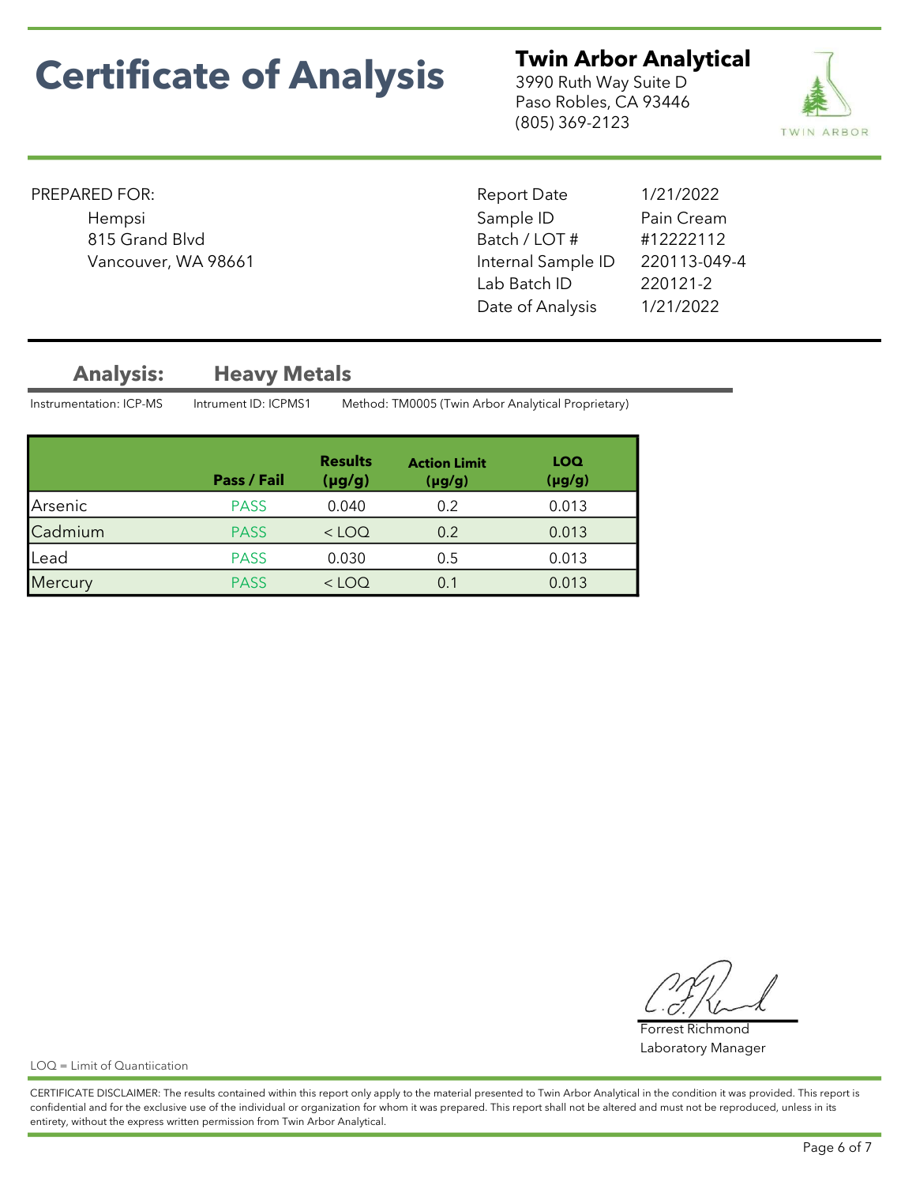# Certificate of Analysis

**Twin Arbor Analytical**
3990 Ruth Way Suite D
Paso Robles, CA 93446
(805) 369-2123

PREPARED FOR:
Hempsi
815 Grand Blvd
Vancouver, WA 98661

| | |
|---|---|
| Report Date | 1/21/2022 |
| Sample ID | Pain Cream |
| Batch / LOT # | #12222112 |
| Internal Sample ID | 220113-049-4 |
| Lab Batch ID | 220121-2 |
| Date of Analysis | 1/21/2022 |

## Analysis: Heavy Metals

Instrumentation: ICP-MS    Intrument ID: ICPMS1    Method: TM0005 (Twin Arbor Analytical Proprietary)

| | Pass / Fail | Results (µg/g) | Action Limit (µg/g) | LOQ (µg/g) |
|---|---|---|---|---|
| Arsenic | PASS | 0.040 | 0.2 | 0.013 |
| Cadmium | PASS | < LOQ | 0.2 | 0.013 |
| Lead | PASS | 0.030 | 0.5 | 0.013 |
| Mercury | PASS | < LOQ | 0.1 | 0.013 |

Forrest Richmond
Laboratory Manager

LOQ = Limit of Quantiication

CERTIFICATE DISCLAIMER: The results contained within this report only apply to the material presented to Twin Arbor Analytical in the condition it was provided. This report is confidential and for the exclusive use of the individual or organization for whom it was prepared. This report shall not be altered and must not be reproduced, unless in its entirety, without the express written permission from Twin Arbor Analytical.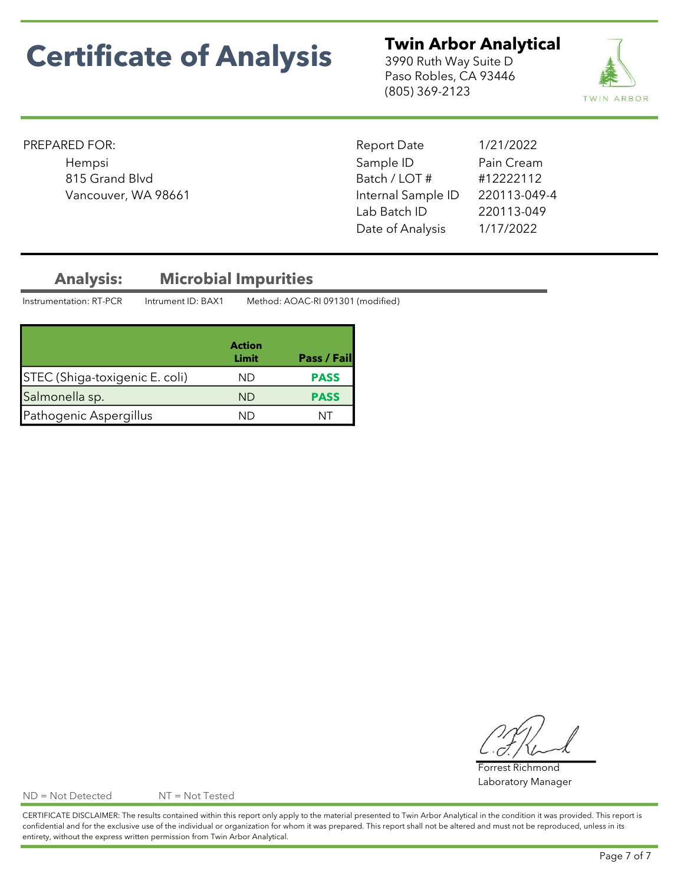# Certificate of Analysis

**Twin Arbor Analytical**
3990 Ruth Way Suite D
Paso Robles, CA 93446
(805) 369-2123

PREPARED FOR:
Hempsi
815 Grand Blvd
Vancouver, WA 98661

| | |
|---|---|
| Report Date | 1/21/2022 |
| Sample ID | Pain Cream |
| Batch / LOT # | #12222112 |
| Internal Sample ID | 220113-049-4 |
| Lab Batch ID | 220113-049 |
| Date of Analysis | 1/17/2022 |

## Analysis: Microbial Impurities

Instrumentation: RT-PCR    Intrument ID: BAX1    Method: AOAC-RI 091301 (modified)

| | Action Limit | Pass / Fail |
|---|---|---|
| STEC (Shiga-toxigenic E. coli) | ND | **PASS** |
| Salmonella sp. | ND | **PASS** |
| Pathogenic Aspergillus | ND | NT |

Forrest Richmond
Laboratory Manager

ND = Not Detected    NT = Not Tested

CERTIFICATE DISCLAIMER: The results contained within this report only apply to the material presented to Twin Arbor Analytical in the condition it was provided. This report is confidential and for the exclusive use of the individual or organization for whom it was prepared. This report shall not be altered and must not be reproduced, unless in its entirety, without the express written permission from Twin Arbor Analytical.